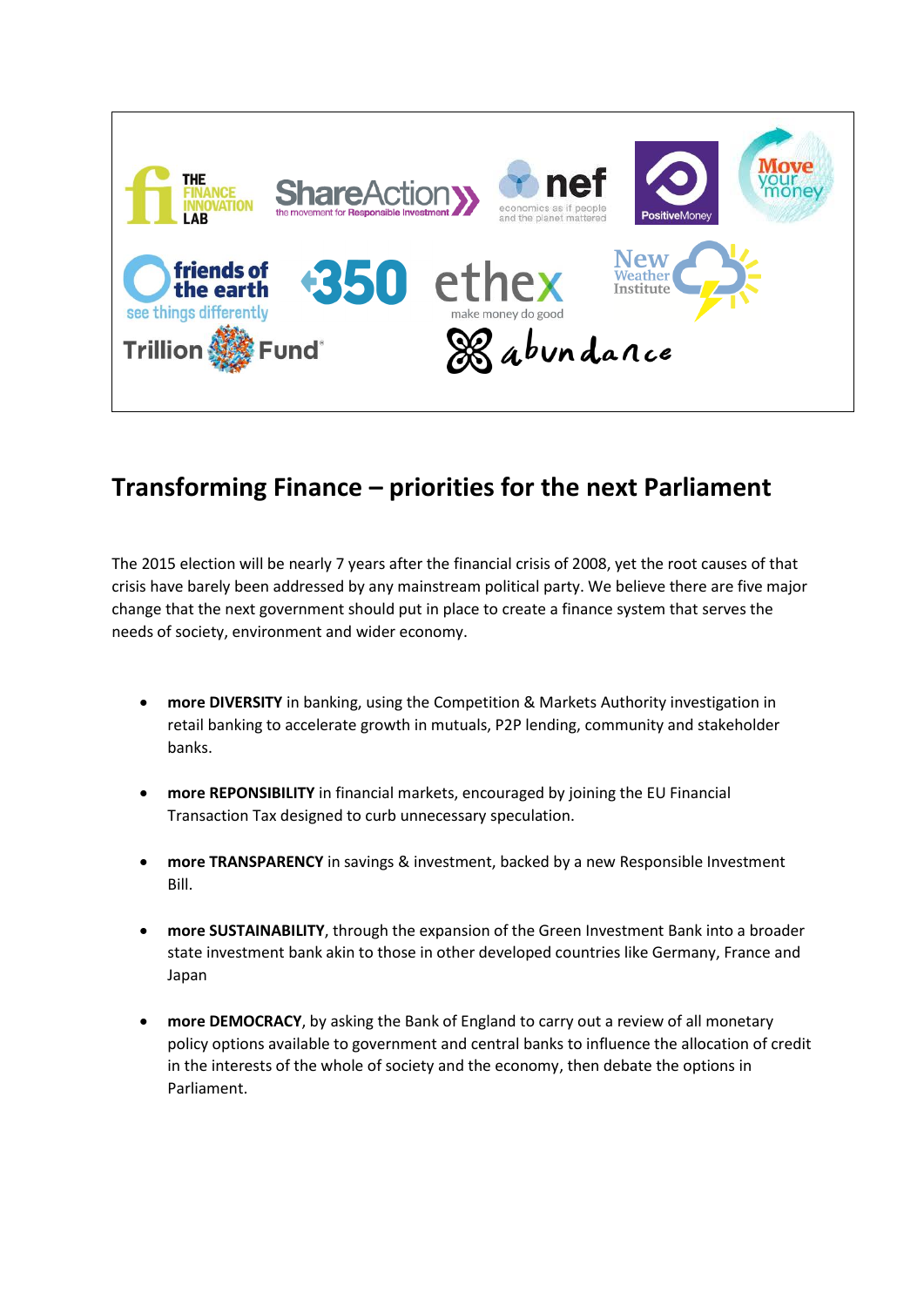# Transforming Finance – priorities for the next Parliament

The 2015 election will be nearly 7 years after the financial crisis of 2008, yet the root causes of that crisis have barely been addressed by any mainstream political party. We believe there are five major change that the next government should put in place to create a finance system that serves the needs of society, environment and wider economy.

- **more DIVERSITY** in banking, using the Competition & Markets Authority investigation in retail banking to accelerate growth in mutuals, P2P lending, community and stakeholder banks.

- **more REPONSIBILITY** in financial markets, encouraged by joining the EU Financial Transaction Tax designed to curb unnecessary speculation.

- **more TRANSPARENCY** in savings & investment, backed by a new Responsible Investment Bill.

- **more SUSTAINABILITY**, through the expansion of the Green Investment Bank into a broader state investment bank akin to those in other developed countries like Germany, France and Japan

- **more DEMOCRACY**, by asking the Bank of England to carry out a review of all monetary policy options available to government and central banks to influence the allocation of credit in the interests of the whole of society and the economy, then debate the options in Parliament.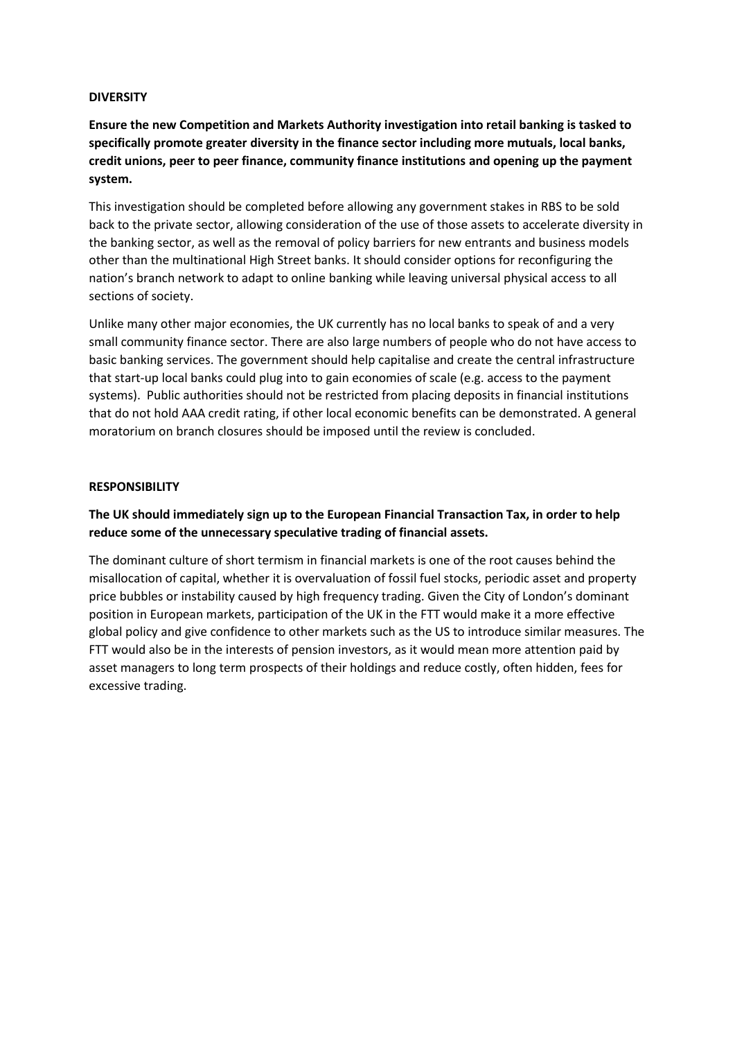**DIVERSITY**

**Ensure the new Competition and Markets Authority investigation into retail banking is tasked to specifically promote greater diversity in the finance sector including more mutuals, local banks, credit unions, peer to peer finance, community finance institutions and opening up the payment system.**

This investigation should be completed before allowing any government stakes in RBS to be sold back to the private sector, allowing consideration of the use of those assets to accelerate diversity in the banking sector, as well as the removal of policy barriers for new entrants and business models other than the multinational High Street banks. It should consider options for reconfiguring the nation's branch network to adapt to online banking while leaving universal physical access to all sections of society.

Unlike many other major economies, the UK currently has no local banks to speak of and a very small community finance sector. There are also large numbers of people who do not have access to basic banking services. The government should help capitalise and create the central infrastructure that start-up local banks could plug into to gain economies of scale (e.g. access to the payment systems). Public authorities should not be restricted from placing deposits in financial institutions that do not hold AAA credit rating, if other local economic benefits can be demonstrated. A general moratorium on branch closures should be imposed until the review is concluded.

**RESPONSIBILITY**

**The UK should immediately sign up to the European Financial Transaction Tax, in order to help reduce some of the unnecessary speculative trading of financial assets.**

The dominant culture of short termism in financial markets is one of the root causes behind the misallocation of capital, whether it is overvaluation of fossil fuel stocks, periodic asset and property price bubbles or instability caused by high frequency trading. Given the City of London's dominant position in European markets, participation of the UK in the FTT would make it a more effective global policy and give confidence to other markets such as the US to introduce similar measures. The FTT would also be in the interests of pension investors, as it would mean more attention paid by asset managers to long term prospects of their holdings and reduce costly, often hidden, fees for excessive trading.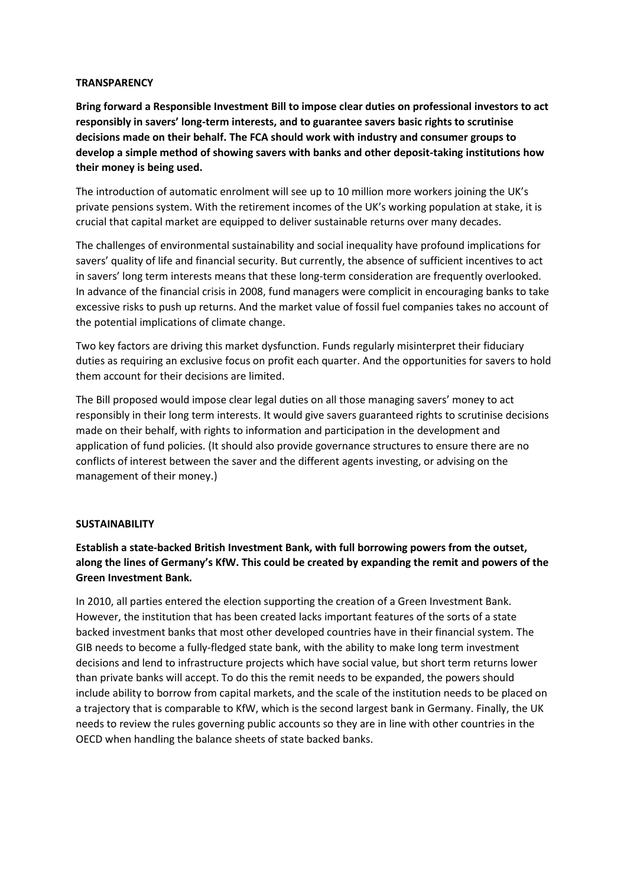**TRANSPARENCY**

**Bring forward a Responsible Investment Bill to impose clear duties on professional investors to act responsibly in savers' long-term interests, and to guarantee savers basic rights to scrutinise decisions made on their behalf. The FCA should work with industry and consumer groups to develop a simple method of showing savers with banks and other deposit-taking institutions how their money is being used.**

The introduction of automatic enrolment will see up to 10 million more workers joining the UK's private pensions system. With the retirement incomes of the UK's working population at stake, it is crucial that capital market are equipped to deliver sustainable returns over many decades.

The challenges of environmental sustainability and social inequality have profound implications for savers' quality of life and financial security. But currently, the absence of sufficient incentives to act in savers' long term interests means that these long-term consideration are frequently overlooked. In advance of the financial crisis in 2008, fund managers were complicit in encouraging banks to take excessive risks to push up returns. And the market value of fossil fuel companies takes no account of the potential implications of climate change.

Two key factors are driving this market dysfunction. Funds regularly misinterpret their fiduciary duties as requiring an exclusive focus on profit each quarter. And the opportunities for savers to hold them account for their decisions are limited.

The Bill proposed would impose clear legal duties on all those managing savers' money to act responsibly in their long term interests. It would give savers guaranteed rights to scrutinise decisions made on their behalf, with rights to information and participation in the development and application of fund policies. (It should also provide governance structures to ensure there are no conflicts of interest between the saver and the different agents investing, or advising on the management of their money.)

**SUSTAINABILITY**

**Establish a state-backed British Investment Bank, with full borrowing powers from the outset, along the lines of Germany's KfW. This could be created by expanding the remit and powers of the Green Investment Bank.**

In 2010, all parties entered the election supporting the creation of a Green Investment Bank. However, the institution that has been created lacks important features of the sorts of a state backed investment banks that most other developed countries have in their financial system. The GIB needs to become a fully-fledged state bank, with the ability to make long term investment decisions and lend to infrastructure projects which have social value, but short term returns lower than private banks will accept. To do this the remit needs to be expanded, the powers should include ability to borrow from capital markets, and the scale of the institution needs to be placed on a trajectory that is comparable to KfW, which is the second largest bank in Germany. Finally, the UK needs to review the rules governing public accounts so they are in line with other countries in the OECD when handling the balance sheets of state backed banks.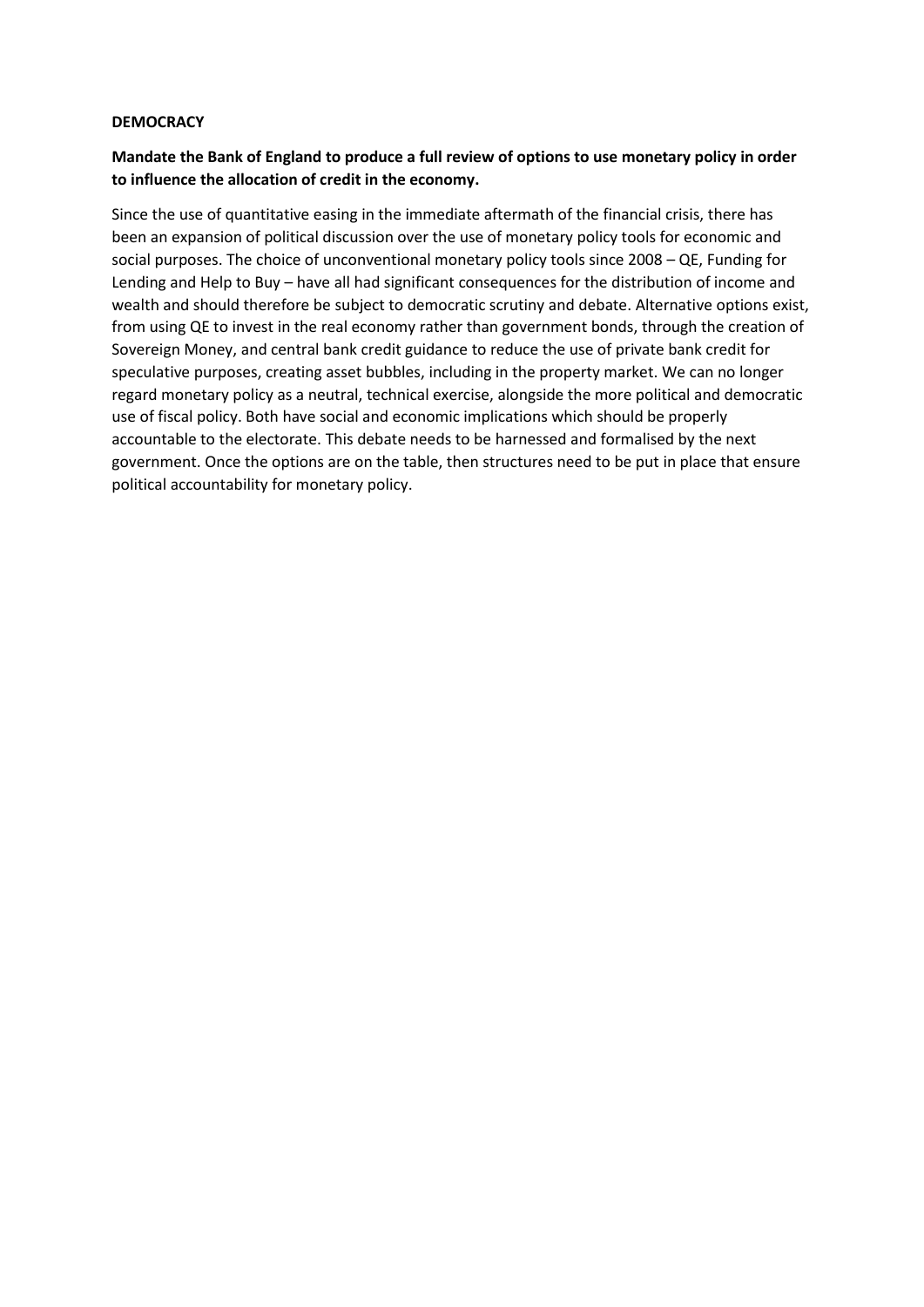**DEMOCRACY**

**Mandate the Bank of England to produce a full review of options to use monetary policy in order to influence the allocation of credit in the economy.**

Since the use of quantitative easing in the immediate aftermath of the financial crisis, there has been an expansion of political discussion over the use of monetary policy tools for economic and social purposes. The choice of unconventional monetary policy tools since 2008 – QE, Funding for Lending and Help to Buy – have all had significant consequences for the distribution of income and wealth and should therefore be subject to democratic scrutiny and debate. Alternative options exist, from using QE to invest in the real economy rather than government bonds, through the creation of Sovereign Money, and central bank credit guidance to reduce the use of private bank credit for speculative purposes, creating asset bubbles, including in the property market. We can no longer regard monetary policy as a neutral, technical exercise, alongside the more political and democratic use of fiscal policy. Both have social and economic implications which should be properly accountable to the electorate. This debate needs to be harnessed and formalised by the next government. Once the options are on the table, then structures need to be put in place that ensure political accountability for monetary policy.